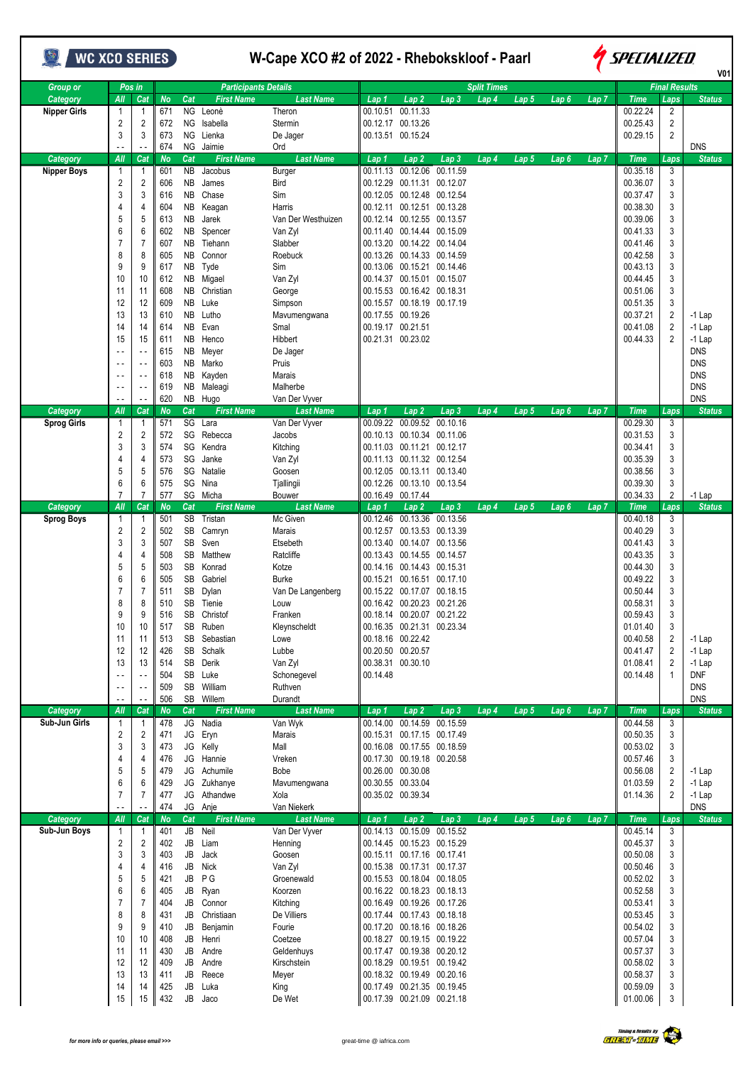# W-Cape XCO #2 of 2022 - Rhebokskloof - Paarl

WC XCO SERIES

V01

| Group or Category | Pos in All | Pos in Cat | No | Cat | First Name | Last Name | Lap 1 | Lap 2 | Lap 3 | Lap 4 | Lap 5 | Lap 6 | Lap 7 | Time | Laps | Status |
|---|---|---|---|---|---|---|---|---|---|---|---|---|---|---|---|---|
| Nipper Girls | 1 | 1 | 671 | NG | Leonè | Theron | 00.10.51 | 00.11.33 | | | | | | 00.22.24 | 2 | |
| | 2 | 2 | 672 | NG | Isabella | Stermin | 00.12.17 | 00.13.26 | | | | | | 00.25.43 | 2 | |
| | 3 | 3 | 673 | NG | Lienka | De Jager | 00.13.51 | 00.15.24 | | | | | | 00.29.15 | 2 | |
| | - - | - - | 674 | NG | Jaimie | Ord | | | | | | | | | | DNS |
| **Category** | **All** | **Cat** | **No** | **Cat** | **First Name** | **Last Name** | **Lap 1** | **Lap 2** | **Lap 3** | **Lap 4** | **Lap 5** | **Lap 6** | **Lap 7** | **Time** | **Laps** | **Status** |
| Nipper Boys | 1 | 1 | 601 | NB | Jacobus | Burger | 00.11.13 | 00.12.06 | 00.11.59 | | | | | 00.35.18 | 3 | |
| | 2 | 2 | 606 | NB | James | Bird | 00.12.29 | 00.11.31 | 00.12.07 | | | | | 00.36.07 | 3 | |
| | 3 | 3 | 616 | NB | Chase | Sim | 00.12.05 | 00.12.48 | 00.12.54 | | | | | 00.37.47 | 3 | |
| | 4 | 4 | 604 | NB | Keagan | Harris | 00.12.11 | 00.12.51 | 00.13.28 | | | | | 00.38.30 | 3 | |
| | 5 | 5 | 613 | NB | Jarek | Van Der Westhuizen | 00.12.14 | 00.12.55 | 00.13.57 | | | | | 00.39.06 | 3 | |
| | 6 | 6 | 602 | NB | Spencer | Van Zyl | 00.11.40 | 00.14.44 | 00.15.09 | | | | | 00.41.33 | 3 | |
| | 7 | 7 | 607 | NB | Tiehann | Slabber | 00.13.20 | 00.14.22 | 00.14.04 | | | | | 00.41.46 | 3 | |
| | 8 | 8 | 605 | NB | Connor | Roebuck | 00.13.26 | 00.14.33 | 00.14.59 | | | | | 00.42.58 | 3 | |
| | 9 | 9 | 617 | NB | Tyde | Sim | 00.13.06 | 00.15.21 | 00.14.46 | | | | | 00.43.13 | 3 | |
| | 10 | 10 | 612 | NB | Migael | Van Zyl | 00.14.37 | 00.15.01 | 00.15.07 | | | | | 00.44.45 | 3 | |
| | 11 | 11 | 608 | NB | Christian | George | 00.15.53 | 00.16.42 | 00.18.31 | | | | | 00.51.06 | 3 | |
| | 12 | 12 | 609 | NB | Luke | Simpson | 00.15.57 | 00.18.19 | 00.17.19 | | | | | 00.51.35 | 3 | |
| | 13 | 13 | 610 | NB | Lutho | Mavumengwana | 00.17.55 | 00.19.26 | | | | | | 00.37.21 | 2 | -1 Lap |
| | 14 | 14 | 614 | NB | Evan | Smal | 00.19.17 | 00.21.51 | | | | | | 00.41.08 | 2 | -1 Lap |
| | 15 | 15 | 611 | NB | Henco | Hibbert | 00.21.31 | 00.23.02 | | | | | | 00.44.33 | 2 | -1 Lap |
| | - - | - - | 615 | NB | Meyer | De Jager | | | | | | | | | | DNS |
| | - - | - - | 603 | NB | Marko | Pruis | | | | | | | | | | DNS |
| | - - | - - | 618 | NB | Kayden | Marais | | | | | | | | | | DNS |
| | - - | - - | 619 | NB | Maleagi | Malherbe | | | | | | | | | | DNS |
| | - - | - - | 620 | NB | Hugo | Van Der Vyver | | | | | | | | | | DNS |
| **Category** | **All** | **Cat** | **No** | **Cat** | **First Name** | **Last Name** | **Lap 1** | **Lap 2** | **Lap 3** | **Lap 4** | **Lap 5** | **Lap 6** | **Lap 7** | **Time** | **Laps** | **Status** |
| Sprog Girls | 1 | 1 | 571 | SG | Lara | Van Der Vyver | 00.09.22 | 00.09.52 | 00.10.16 | | | | | 00.29.30 | 3 | |
| | 2 | 2 | 572 | SG | Rebecca | Jacobs | 00.10.13 | 00.10.34 | 00.11.06 | | | | | 00.31.53 | 3 | |
| | 3 | 3 | 574 | SG | Kendra | Kitching | 00.11.03 | 00.11.21 | 00.12.17 | | | | | 00.34.41 | 3 | |
| | 4 | 4 | 573 | SG | Janke | Van Zyl | 00.11.13 | 00.11.32 | 00.12.54 | | | | | 00.35.39 | 3 | |
| | 5 | 5 | 576 | SG | Natalie | Goosen | 00.12.05 | 00.13.11 | 00.13.40 | | | | | 00.38.56 | 3 | |
| | 6 | 6 | 575 | SG | Nina | Tjallingii | 00.12.26 | 00.13.10 | 00.13.54 | | | | | 00.39.30 | 3 | |
| | 7 | 7 | 577 | SG | Micha | Bouwer | 00.16.49 | 00.17.44 | | | | | | 00.34.33 | 2 | -1 Lap |
| **Category** | **All** | **Cat** | **No** | **Cat** | **First Name** | **Last Name** | **Lap 1** | **Lap 2** | **Lap 3** | **Lap 4** | **Lap 5** | **Lap 6** | **Lap 7** | **Time** | **Laps** | **Status** |
| Sprog Boys | 1 | 1 | 501 | SB | Tristan | Mc Given | 00.12.46 | 00.13.36 | 00.13.56 | | | | | 00.40.18 | 3 | |
| | 2 | 2 | 502 | SB | Camryn | Marais | 00.12.57 | 00.13.53 | 00.13.39 | | | | | 00.40.29 | 3 | |
| | 3 | 3 | 507 | SB | Sven | Etsebeth | 00.13.40 | 00.14.07 | 00.13.56 | | | | | 00.41.43 | 3 | |
| | 4 | 4 | 508 | SB | Matthew | Ratcliffe | 00.13.43 | 00.14.55 | 00.14.57 | | | | | 00.43.35 | 3 | |
| | 5 | 5 | 503 | SB | Konrad | Kotze | 00.14.16 | 00.14.43 | 00.15.31 | | | | | 00.44.30 | 3 | |
| | 6 | 6 | 505 | SB | Gabriel | Burke | 00.15.21 | 00.16.51 | 00.17.10 | | | | | 00.49.22 | 3 | |
| | 7 | 7 | 511 | SB | Dylan | Van De Langenberg | 00.15.22 | 00.17.07 | 00.18.15 | | | | | 00.50.44 | 3 | |
| | 8 | 8 | 510 | SB | Tienie | Louw | 00.16.42 | 00.20.23 | 00.21.26 | | | | | 00.58.31 | 3 | |
| | 9 | 9 | 516 | SB | Christof | Franken | 00.18.14 | 00.20.07 | 00.21.22 | | | | | 00.59.43 | 3 | |
| | 10 | 10 | 517 | SB | Ruben | Kleynscheldt | 00.16.35 | 00.21.31 | 00.23.34 | | | | | 01.01.40 | 3 | |
| | 11 | 11 | 513 | SB | Sebastian | Lowe | 00.18.16 | 00.22.42 | | | | | | 00.40.58 | 2 | -1 Lap |
| | 12 | 12 | 426 | SB | Schalk | Lubbe | 00.20.50 | 00.20.57 | | | | | | 00.41.47 | 2 | -1 Lap |
| | 13 | 13 | 514 | SB | Derik | Van Zyl | 00.38.31 | 00.30.10 | | | | | | 01.08.41 | 2 | -1 Lap |
| | - - | - - | 504 | SB | Luke | Schonegevel | 00.14.48 | | | | | | | 00.14.48 | 1 | DNF |
| | - - | - - | 509 | SB | William | Ruthven | | | | | | | | | | DNS |
| | - - | - - | 506 | SB | Willem | Durandt | | | | | | | | | | DNS |
| **Category** | **All** | **Cat** | **No** | **Cat** | **First Name** | **Last Name** | **Lap 1** | **Lap 2** | **Lap 3** | **Lap 4** | **Lap 5** | **Lap 6** | **Lap 7** | **Time** | **Laps** | **Status** |
| Sub-Jun Girls | 1 | 1 | 478 | JG | Nadia | Van Wyk | 00.14.00 | 00.14.59 | 00.15.59 | | | | | 00.44.58 | 3 | |
| | 2 | 2 | 471 | JG | Eryn | Marais | 00.15.31 | 00.17.15 | 00.17.49 | | | | | 00.50.35 | 3 | |
| | 3 | 3 | 473 | JG | Kelly | Mall | 00.16.08 | 00.17.55 | 00.18.59 | | | | | 00.53.02 | 3 | |
| | 4 | 4 | 476 | JG | Hannie | Vreken | 00.17.30 | 00.19.18 | 00.20.58 | | | | | 00.57.46 | 3 | |
| | 5 | 5 | 479 | JG | Achumile | Bobe | 00.26.00 | 00.30.08 | | | | | | 00.56.08 | 2 | -1 Lap |
| | 6 | 6 | 429 | JG | Zukhanye | Mavumengwana | 00.30.55 | 00.33.04 | | | | | | 01.03.59 | 2 | -1 Lap |
| | 7 | 7 | 477 | JG | Athandwe | Xola | 00.35.02 | 00.39.34 | | | | | | 01.14.36 | 2 | -1 Lap |
| | - - | - - | 474 | JG | Anje | Van Niekerk | | | | | | | | | | DNS |
| **Category** | **All** | **Cat** | **No** | **Cat** | **First Name** | **Last Name** | **Lap 1** | **Lap 2** | **Lap 3** | **Lap 4** | **Lap 5** | **Lap 6** | **Lap 7** | **Time** | **Laps** | **Status** |
| Sub-Jun Boys | 1 | 1 | 401 | JB | Neil | Van Der Vyver | 00.14.13 | 00.15.09 | 00.15.52 | | | | | 00.45.14 | 3 | |
| | 2 | 2 | 402 | JB | Liam | Henning | 00.14.45 | 00.15.23 | 00.15.29 | | | | | 00.45.37 | 3 | |
| | 3 | 3 | 403 | JB | Jack | Goosen | 00.15.11 | 00.17.16 | 00.17.41 | | | | | 00.50.08 | 3 | |
| | 4 | 4 | 416 | JB | Nick | Van Zyl | 00.15.38 | 00.17.31 | 00.17.37 | | | | | 00.50.46 | 3 | |
| | 5 | 5 | 421 | JB | P G | Groenewald | 00.15.53 | 00.18.04 | 00.18.05 | | | | | 00.52.02 | 3 | |
| | 6 | 6 | 405 | JB | Ryan | Koorzen | 00.16.22 | 00.18.23 | 00.18.13 | | | | | 00.52.58 | 3 | |
| | 7 | 7 | 404 | JB | Connor | Kitching | 00.16.49 | 00.19.26 | 00.17.26 | | | | | 00.53.41 | 3 | |
| | 8 | 8 | 431 | JB | Christiaan | De Villiers | 00.17.44 | 00.17.43 | 00.18.18 | | | | | 00.53.45 | 3 | |
| | 9 | 9 | 410 | JB | Benjamin | Fourie | 00.17.20 | 00.18.16 | 00.18.26 | | | | | 00.54.02 | 3 | |
| | 10 | 10 | 408 | JB | Henri | Coetzee | 00.18.27 | 00.19.15 | 00.19.22 | | | | | 00.57.04 | 3 | |
| | 11 | 11 | 430 | JB | Andre | Geldenhuys | 00.17.47 | 00.19.38 | 00.20.12 | | | | | 00.57.37 | 3 | |
| | 12 | 12 | 409 | JB | Andre | Kirschstein | 00.18.29 | 00.19.51 | 00.19.42 | | | | | 00.58.02 | 3 | |
| | 13 | 13 | 411 | JB | Reece | Meyer | 00.18.32 | 00.19.49 | 00.20.16 | | | | | 00.58.37 | 3 | |
| | 14 | 14 | 425 | JB | Luka | King | 00.17.49 | 00.21.35 | 00.19.45 | | | | | 00.59.09 | 3 | |
| | 15 | 15 | 432 | JB | Jaco | De Wet | 00.17.39 | 00.21.09 | 00.21.18 | | | | | 01.00.06 | 3 | |

for more info or queries, please email >>> great-time @ iafrica.com

Timing & Results by GREAT-TIME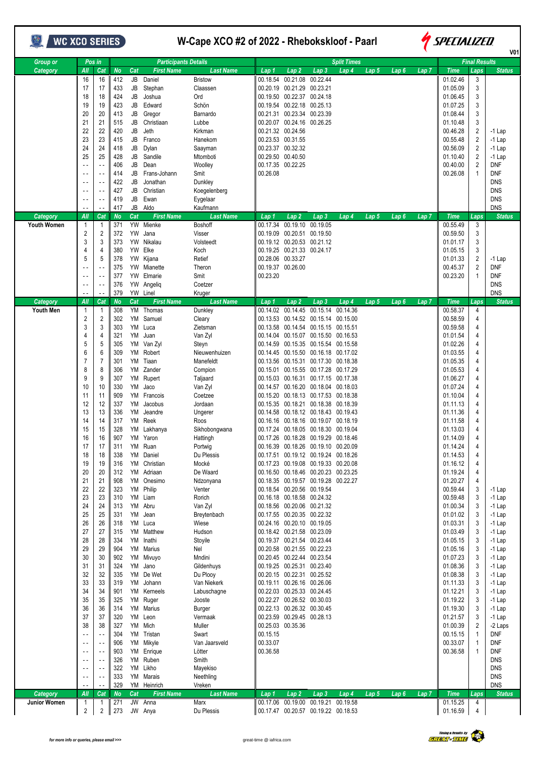# W-Cape XCO #2 of 2022 - Rhebokskloof - Paarl

WC XCO SERIES — SPECIALIZED — V01

| Group or Category | Pos in All | Pos in Cat | No | Cat | First Name | Last Name | Lap 1 | Lap 2 | Lap 3 | Lap 4 | Lap 5 | Lap 6 | Lap 7 | Time | Laps | Status |
|---|---|---|---|---|---|---|---|---|---|---|---|---|---|---|---|---|
| | 16 | 16 | 412 | JB | Daniel | Bristow | 00.18.54 | 00.21.08 | 00.22.44 | | | | | 01.02.46 | 3 | |
| | 17 | 17 | 433 | JB | Stephan | Claassen | 00.20.19 | 00.21.29 | 00.23.21 | | | | | 01.05.09 | 3 | |
| | 18 | 18 | 424 | JB | Joshua | Ord | 00.19.50 | 00.22.37 | 00.24.18 | | | | | 01.06.45 | 3 | |
| | 19 | 19 | 423 | JB | Edward | Schön | 00.19.54 | 00.22.18 | 00.25.13 | | | | | 01.07.25 | 3 | |
| | 20 | 20 | 413 | JB | Gregor | Barnardo | 00.21.31 | 00.23.34 | 00.23.39 | | | | | 01.08.44 | 3 | |
| | 21 | 21 | 515 | JB | Christiaan | Lubbe | 00.20.07 | 00.24.16 | 00.26.25 | | | | | 01.10.48 | 3 | |
| | 22 | 22 | 420 | JB | Jeth | Kirkman | 00.21.32 | 00.24.56 | | | | | | 00.46.28 | 2 | -1 Lap |
| | 23 | 23 | 415 | JB | Franco | Hanekom | 00.23.53 | 00.31.55 | | | | | | 00.55.48 | 2 | -1 Lap |
| | 24 | 24 | 418 | JB | Dylan | Saayman | 00.23.37 | 00.32.32 | | | | | | 00.56.09 | 2 | -1 Lap |
| | 25 | 25 | 428 | JB | Sandile | Mtomboti | 00.29.50 | 00.40.50 | | | | | | 01.10.40 | 2 | -1 Lap |
| | -- | -- | 406 | JB | Dean | Woolley | 00.17.35 | 00.22.25 | | | | | | 00.40.00 | 2 | DNF |
| | -- | -- | 414 | JB | Frans-Johann | Smit | 00.26.08 | | | | | | | 00.26.08 | 1 | DNF |
| | -- | -- | 422 | JB | Jonathan | Dunkley | | | | | | | | | | DNS |
| | -- | -- | 427 | JB | Christian | Koegelenberg | | | | | | | | | | DNS |
| | -- | -- | 419 | JB | Ewan | Eygelaar | | | | | | | | | | DNS |
| | -- | -- | 417 | JB | Aldo | Kaufmann | | | | | | | | | | DNS |
| **Category** | **All** | **Cat** | **No** | **Cat** | **First Name** | **Last Name** | **Lap 1** | **Lap 2** | **Lap 3** | **Lap 4** | **Lap 5** | **Lap 6** | **Lap 7** | **Time** | **Laps** | **Status** |
| Youth Women | 1 | 1 | 371 | YW | Mienke | Boshoff | 00.17.34 | 00.19.10 | 00.19.05 | | | | | 00.55.49 | 3 | |
| | 2 | 2 | 372 | YW | Jana | Visser | 00.19.09 | 00.20.51 | 00.19.50 | | | | | 00.59.50 | 3 | |
| | 3 | 3 | 373 | YW | Nikalau | Volsteedt | 00.19.12 | 00.20.53 | 00.21.12 | | | | | 01.01.17 | 3 | |
| | 4 | 4 | 380 | YW | Elke | Koch | 00.19.25 | 00.21.33 | 00.24.17 | | | | | 01.05.15 | 3 | |
| | 5 | 5 | 378 | YW | Kijana | Retief | 00.28.06 | 00.33.27 | | | | | | 01.01.33 | 2 | -1 Lap |
| | -- | -- | 375 | YW | Mianette | Theron | 00.19.37 | 00.26.00 | | | | | | 00.45.37 | 2 | DNF |
| | -- | -- | 377 | YW | Elmarie | Smit | 00.23.20 | | | | | | | 00.23.20 | 1 | DNF |
| | -- | -- | 376 | YW | Angeliq | Coetzer | | | | | | | | | | DNS |
| | -- | -- | 379 | YW | Linel | Kruger | | | | | | | | | | DNS |
| **Category** | **All** | **Cat** | **No** | **Cat** | **First Name** | **Last Name** | **Lap 1** | **Lap 2** | **Lap 3** | **Lap 4** | **Lap 5** | **Lap 6** | **Lap 7** | **Time** | **Laps** | **Status** |
| Youth Men | 1 | 1 | 308 | YM | Thomas | Dunkley | 00.14.02 | 00.14.45 | 00.15.14 | 00.14.36 | | | | 00.58.37 | 4 | |
| | 2 | 2 | 302 | YM | Samuel | Cleary | 00.13.53 | 00.14.52 | 00.15.14 | 00.15.00 | | | | 00.58.59 | 4 | |
| | 3 | 3 | 303 | YM | Luca | Zietsman | 00.13.58 | 00.14.54 | 00.15.15 | 00.15.51 | | | | 00.59.58 | 4 | |
| | 4 | 4 | 321 | YM | Juan | Van Zyl | 00.14.04 | 00.15.07 | 00.15.50 | 00.16.53 | | | | 01.01.54 | 4 | |
| | 5 | 5 | 305 | YM | Van Zyl | Steyn | 00.14.59 | 00.15.35 | 00.15.54 | 00.15.58 | | | | 01.02.26 | 4 | |
| | 6 | 6 | 309 | YM | Robert | Nieuwenhuizen | 00.14.45 | 00.15.50 | 00.16.18 | 00.17.02 | | | | 01.03.55 | 4 | |
| | 7 | 7 | 301 | YM | Tiaan | Manefeldt | 00.13.56 | 00.15.31 | 00.17.30 | 00.18.38 | | | | 01.05.35 | 4 | |
| | 8 | 8 | 306 | YM | Zander | Compion | 00.15.01 | 00.15.55 | 00.17.28 | 00.17.29 | | | | 01.05.53 | 4 | |
| | 9 | 9 | 307 | YM | Rupert | Taljaard | 00.15.03 | 00.16.31 | 00.17.15 | 00.17.38 | | | | 01.06.27 | 4 | |
| | 10 | 10 | 330 | YM | Jaco | Van Zyl | 00.14.57 | 00.16.20 | 00.18.04 | 00.18.03 | | | | 01.07.24 | 4 | |
| | 11 | 11 | 909 | YM | Francois | Coetzee | 00.15.20 | 00.18.13 | 00.17.53 | 00.18.38 | | | | 01.10.04 | 4 | |
| | 12 | 12 | 337 | YM | Jacobus | Jordaan | 00.15.35 | 00.18.21 | 00.18.38 | 00.18.39 | | | | 01.11.13 | 4 | |
| | 13 | 13 | 336 | YM | Jeandre | Ungerer | 00.14.58 | 00.18.12 | 00.18.43 | 00.19.43 | | | | 01.11.36 | 4 | |
| | 14 | 14 | 317 | YM | Reek | Roos | 00.16.16 | 00.18.16 | 00.19.07 | 00.18.19 | | | | 01.11.58 | 4 | |
| | 15 | 15 | 328 | YM | Lakhanya | Sikhobongwana | 00.17.24 | 00.18.05 | 00.18.30 | 00.19.04 | | | | 01.13.03 | 4 | |
| | 16 | 16 | 907 | YM | Yaron | Hattingh | 00.17.26 | 00.18.28 | 00.19.29 | 00.18.46 | | | | 01.14.09 | 4 | |
| | 17 | 17 | 311 | YM | Ruan | Portwig | 00.16.39 | 00.18.26 | 00.19.10 | 00.20.09 | | | | 01.14.24 | 4 | |
| | 18 | 18 | 338 | YM | Daniel | Du Plessis | 00.17.51 | 00.19.12 | 00.19.24 | 00.18.26 | | | | 01.14.53 | 4 | |
| | 19 | 19 | 316 | YM | Christian | Mocké | 00.17.23 | 00.19.08 | 00.19.33 | 00.20.08 | | | | 01.16.12 | 4 | |
| | 20 | 20 | 312 | YM | Adriaan | De Waard | 00.16.50 | 00.18.46 | 00.20.23 | 00.23.25 | | | | 01.19.24 | 4 | |
| | 21 | 21 | 908 | YM | Onesimo | Ndzonyana | 00.18.35 | 00.19.57 | 00.19.28 | 00.22.27 | | | | 01.20.27 | 4 | |
| | 22 | 22 | 323 | YM | Philip | Venter | 00.18.54 | 00.20.56 | 00.19.54 | | | | | 00.59.44 | 3 | -1 Lap |
| | 23 | 23 | 310 | YM | Liam | Rorich | 00.16.18 | 00.18.58 | 00.24.32 | | | | | 00.59.48 | 3 | -1 Lap |
| | 24 | 24 | 313 | YM | Abru | Van Zyl | 00.18.56 | 00.20.06 | 00.21.32 | | | | | 01.00.34 | 3 | -1 Lap |
| | 25 | 25 | 331 | YM | Jean | Breytenbach | 00.17.55 | 00.20.35 | 00.22.32 | | | | | 01.01.02 | 3 | -1 Lap |
| | 26 | 26 | 318 | YM | Luca | Wiese | 00.24.16 | 00.20.10 | 00.19.05 | | | | | 01.03.31 | 3 | -1 Lap |
| | 27 | 27 | 315 | YM | Matthew | Hudson | 00.18.42 | 00.21.58 | 00.23.09 | | | | | 01.03.49 | 3 | -1 Lap |
| | 28 | 28 | 334 | YM | Inathi | Stoyile | 00.19.37 | 00.21.54 | 00.23.44 | | | | | 01.05.15 | 3 | -1 Lap |
| | 29 | 29 | 904 | YM | Marius | Nel | 00.20.58 | 00.21.55 | 00.22.23 | | | | | 01.05.16 | 3 | -1 Lap |
| | 30 | 30 | 902 | YM | Mivuyo | Mndini | 00.20.45 | 00.22.44 | 00.23.54 | | | | | 01.07.23 | 3 | -1 Lap |
| | 31 | 31 | 324 | YM | Jano | Gildenhuys | 00.19.25 | 00.25.31 | 00.23.40 | | | | | 01.08.36 | 3 | -1 Lap |
| | 32 | 32 | 335 | YM | De Wet | Du Plooy | 00.20.15 | 00.22.31 | 00.25.52 | | | | | 01.08.38 | 3 | -1 Lap |
| | 33 | 33 | 319 | YM | Johann | Van Niekerk | 00.19.11 | 00.26.16 | 00.26.06 | | | | | 01.11.33 | 3 | -1 Lap |
| | 34 | 34 | 901 | YM | Kerneels | Labuschagne | 00.22.03 | 00.25.33 | 00.24.45 | | | | | 01.12.21 | 3 | -1 Lap |
| | 35 | 35 | 325 | YM | Ruger | Jooste | 00.22.27 | 00.26.52 | 00.30.03 | | | | | 01.19.22 | 3 | -1 Lap |
| | 36 | 36 | 314 | YM | Marius | Burger | 00.22.13 | 00.26.32 | 00.30.45 | | | | | 01.19.30 | 3 | -1 Lap |
| | 37 | 37 | 320 | YM | Leon | Vermaak | 00.23.59 | 00.29.45 | 00.28.13 | | | | | 01.21.57 | 3 | -1 Lap |
| | 38 | 38 | 327 | YM | Mich | Muller | 00.25.03 | 00.35.36 | | | | | | 01.00.39 | 2 | -2 Laps |
| | -- | -- | 304 | YM | Tristan | Swart | 00.15.15 | | | | | | | 00.15.15 | 1 | DNF |
| | -- | -- | 906 | YM | Mikyle | Van Jaarsveld | 00.33.07 | | | | | | | 00.33.07 | 1 | DNF |
| | -- | -- | 903 | YM | Enrique | Lötter | 00.36.58 | | | | | | | 00.36.58 | 1 | DNF |
| | -- | -- | 326 | YM | Ruben | Smith | | | | | | | | | | DNS |
| | -- | -- | 322 | YM | Likho | Mayekiso | | | | | | | | | | DNS |
| | -- | -- | 333 | YM | Marais | Neethling | | | | | | | | | | DNS |
| | -- | -- | 329 | YM | Heinrich | Vreken | | | | | | | | | | DNS |
| **Category** | **All** | **Cat** | **No** | **Cat** | **First Name** | **Last Name** | **Lap 1** | **Lap 2** | **Lap 3** | **Lap 4** | **Lap 5** | **Lap 6** | **Lap 7** | **Time** | **Laps** | **Status** |
| Junior Women | 1 | 1 | 271 | JW | Anna | Marx | 00.17.06 | 00.19.00 | 00.19.21 | 00.19.58 | | | | 01.15.25 | 4 | |
| | 2 | 2 | 273 | JW | Anya | Du Plessis | 00.17.47 | 00.20.57 | 00.19.22 | 00.18.53 | | | | 01.16.59 | 4 | |

*for more info or queries, please email >>>* great-time @ iafrica.com — Timing & Results by GREAT-TIME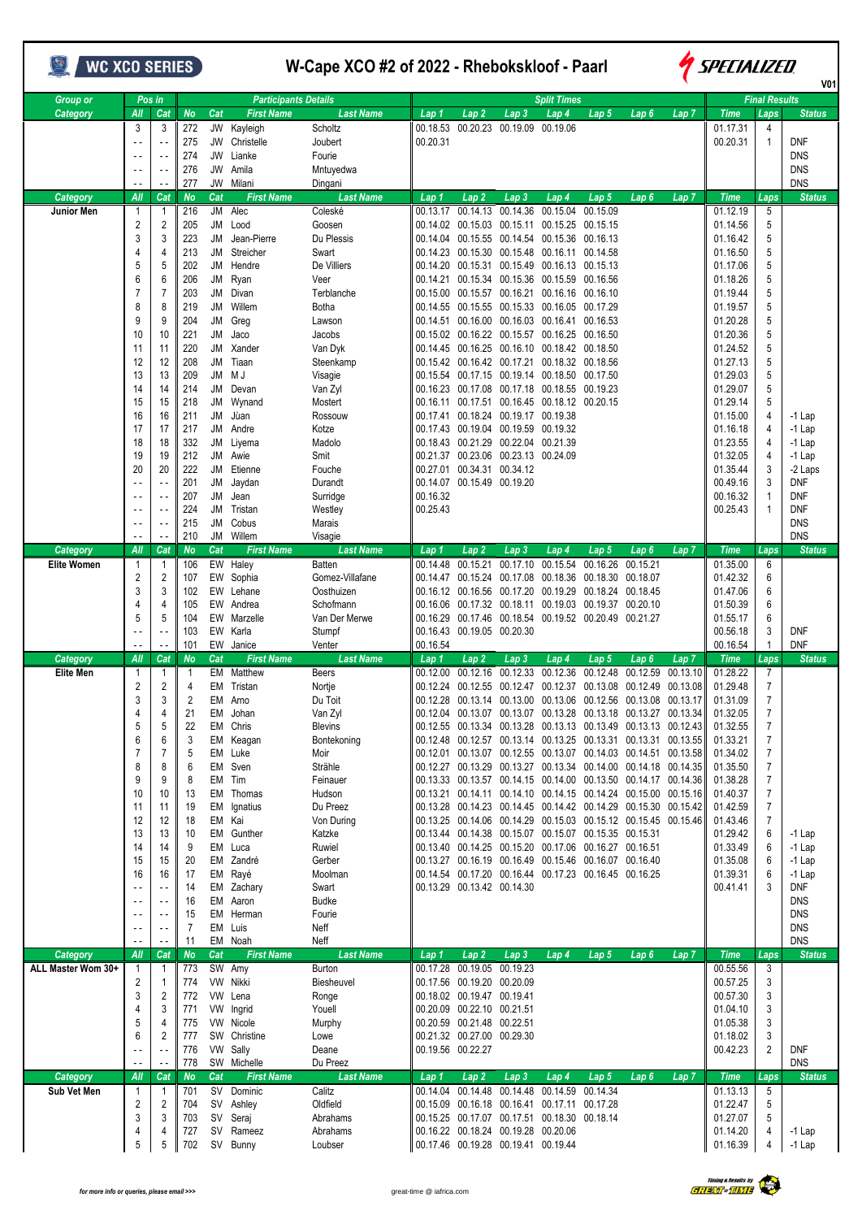# W-Cape XCO #2 of 2022 - Rhebokskloof - Paarl

WC XCO SERIES — SPECIALIZED — V01

| Group or Category | Pos in All | Pos in Cat | No | Cat | First Name | Last Name | Lap 1 | Lap 2 | Lap 3 | Lap 4 | Lap 5 | Lap 6 | Lap 7 | Time | Laps | Status |
|---|---|---|---|---|---|---|---|---|---|---|---|---|---|---|---|---|
| | 3 | 3 | 272 | JW | Kayleigh | Scholtz | 00.18.53 | 00.20.23 | 00.19.09 | 00.19.06 | | | | 01.17.31 | 4 | |
| | - - | - - | 275 | JW | Christelle | Joubert | 00.20.31 | | | | | | | 00.20.31 | 1 | DNF |
| | - - | - - | 274 | JW | Lianke | Fourie | | | | | | | | | | DNS |
| | - - | - - | 276 | JW | Amila | Mntuyedwa | | | | | | | | | | DNS |
| | - - | - - | 277 | JW | Milani | Dingani | | | | | | | | | | DNS |
| **Category** | **All** | **Cat** | **No** | **Cat** | **First Name** | **Last Name** | **Lap 1** | **Lap 2** | **Lap 3** | **Lap 4** | **Lap 5** | **Lap 6** | **Lap 7** | **Time** | **Laps** | **Status** |
| **Junior Men** | 1 | 1 | 216 | JM | Alec | Coleské | 00.13.17 | 00.14.13 | 00.14.36 | 00.15.04 | 00.15.09 | | | 01.12.19 | 5 | |
| | 2 | 2 | 205 | JM | Lood | Goosen | 00.14.02 | 00.15.03 | 00.15.11 | 00.15.25 | 00.15.15 | | | 01.14.56 | 5 | |
| | 3 | 3 | 223 | JM | Jean-Pierre | Du Plessis | 00.14.04 | 00.15.55 | 00.14.54 | 00.15.36 | 00.16.13 | | | 01.16.42 | 5 | |
| | 4 | 4 | 213 | JM | Streicher | Swart | 00.14.23 | 00.15.30 | 00.15.48 | 00.16.11 | 00.14.58 | | | 01.16.50 | 5 | |
| | 5 | 5 | 202 | JM | Hendre | De Villiers | 00.14.20 | 00.15.31 | 00.15.49 | 00.16.13 | 00.15.13 | | | 01.17.06 | 5 | |
| | 6 | 6 | 206 | JM | Ryan | Veer | 00.14.21 | 00.15.34 | 00.15.36 | 00.15.59 | 00.16.56 | | | 01.18.26 | 5 | |
| | 7 | 7 | 203 | JM | Divan | Terblanche | 00.15.00 | 00.15.57 | 00.16.21 | 00.16.16 | 00.16.10 | | | 01.19.44 | 5 | |
| | 8 | 8 | 219 | JM | Willem | Botha | 00.14.55 | 00.15.55 | 00.15.33 | 00.16.05 | 00.17.29 | | | 01.19.57 | 5 | |
| | 9 | 9 | 204 | JM | Greg | Lawson | 00.14.51 | 00.16.00 | 00.16.03 | 00.16.41 | 00.16.53 | | | 01.20.28 | 5 | |
| | 10 | 10 | 221 | JM | Jaco | Jacobs | 00.15.02 | 00.16.22 | 00.15.57 | 00.16.25 | 00.16.50 | | | 01.20.36 | 5 | |
| | 11 | 11 | 220 | JM | Xander | Van Dyk | 00.14.45 | 00.16.25 | 00.16.10 | 00.18.42 | 00.18.50 | | | 01.24.52 | 5 | |
| | 12 | 12 | 208 | JM | Tiaan | Steenkamp | 00.15.42 | 00.16.42 | 00.17.21 | 00.18.32 | 00.18.56 | | | 01.27.13 | 5 | |
| | 13 | 13 | 209 | JM | M J | Visagie | 00.15.54 | 00.17.15 | 00.19.14 | 00.18.50 | 00.17.50 | | | 01.29.03 | 5 | |
| | 14 | 14 | 214 | JM | Devan | Van Zyl | 00.16.23 | 00.17.08 | 00.17.18 | 00.18.55 | 00.19.23 | | | 01.29.07 | 5 | |
| | 15 | 15 | 218 | JM | Wynand | Mostert | 00.16.11 | 00.17.51 | 00.16.45 | 00.18.12 | 00.20.15 | | | 01.29.14 | 5 | |
| | 16 | 16 | 211 | JM | Jùan | Rossouw | 00.17.41 | 00.18.24 | 00.19.17 | 00.19.38 | | | | 01.15.00 | 4 | -1 Lap |
| | 17 | 17 | 217 | JM | Andre | Kotze | 00.17.43 | 00.19.04 | 00.19.59 | 00.19.32 | | | | 01.16.18 | 4 | -1 Lap |
| | 18 | 18 | 332 | JM | Liyema | Madolo | 00.18.43 | 00.21.29 | 00.22.04 | 00.21.39 | | | | 01.23.55 | 4 | -1 Lap |
| | 19 | 19 | 212 | JM | Awie | Smit | 00.21.37 | 00.23.06 | 00.23.13 | 00.24.09 | | | | 01.32.05 | 4 | -1 Lap |
| | 20 | 20 | 222 | JM | Etienne | Fouche | 00.27.01 | 00.34.31 | 00.34.12 | | | | | 01.35.44 | 3 | -2 Laps |
| | - - | - - | 201 | JM | Jaydan | Durandt | 00.14.07 | 00.15.49 | 00.19.20 | | | | | 00.49.16 | 3 | DNF |
| | - - | - - | 207 | JM | Jean | Surridge | 00.16.32 | | | | | | | 00.16.32 | 1 | DNF |
| | - - | - - | 224 | JM | Tristan | Westley | 00.25.43 | | | | | | | 00.25.43 | 1 | DNF |
| | - - | - - | 215 | JM | Cobus | Marais | | | | | | | | | | DNS |
| | - - | - - | 210 | JM | Willem | Visagie | | | | | | | | | | DNS |
| **Category** | **All** | **Cat** | **No** | **Cat** | **First Name** | **Last Name** | **Lap 1** | **Lap 2** | **Lap 3** | **Lap 4** | **Lap 5** | **Lap 6** | **Lap 7** | **Time** | **Laps** | **Status** |
| **Elite Women** | 1 | 1 | 106 | EW | Haley | Batten | 00.14.48 | 00.15.21 | 00.17.10 | 00.15.54 | 00.16.26 | 00.15.21 | | 01.35.00 | 6 | |
| | 2 | 2 | 107 | EW | Sophia | Gomez-Villafane | 00.14.47 | 00.15.24 | 00.17.08 | 00.18.36 | 00.18.30 | 00.18.07 | | 01.42.32 | 6 | |
| | 3 | 3 | 102 | EW | Lehane | Oosthuizen | 00.16.12 | 00.16.56 | 00.17.20 | 00.19.29 | 00.18.24 | 00.18.45 | | 01.47.06 | 6 | |
| | 4 | 4 | 105 | EW | Andrea | Schofmann | 00.16.06 | 00.17.32 | 00.18.11 | 00.19.03 | 00.19.37 | 00.20.10 | | 01.50.39 | 6 | |
| | 5 | 5 | 104 | EW | Marzelle | Van Der Merwe | 00.16.29 | 00.17.46 | 00.18.54 | 00.19.52 | 00.20.49 | 00.21.27 | | 01.55.17 | 6 | |
| | - - | - - | 103 | EW | Karla | Stumpf | 00.16.43 | 00.19.05 | 00.20.30 | | | | | 00.56.18 | 3 | DNF |
| | - - | - - | 101 | EW | Janice | Venter | 00.16.54 | | | | | | | 00.16.54 | 1 | DNF |
| **Category** | **All** | **Cat** | **No** | **Cat** | **First Name** | **Last Name** | **Lap 1** | **Lap 2** | **Lap 3** | **Lap 4** | **Lap 5** | **Lap 6** | **Lap 7** | **Time** | **Laps** | **Status** |
| **Elite Men** | 1 | 1 | 1 | EM | Matthew | Beers | 00.12.00 | 00.12.16 | 00.12.33 | 00.12.36 | 00.12.48 | 00.12.59 | 00.13.10 | 01.28.22 | 7 | |
| | 2 | 2 | 4 | EM | Tristan | Nortje | 00.12.24 | 00.12.55 | 00.12.47 | 00.12.37 | 00.13.08 | 00.12.49 | 00.13.08 | 01.29.48 | 7 | |
| | 3 | 3 | 2 | EM | Arno | Du Toit | 00.12.28 | 00.13.14 | 00.13.00 | 00.13.06 | 00.12.56 | 00.13.08 | 00.13.17 | 01.31.09 | 7 | |
| | 4 | 4 | 21 | EM | Johan | Van Zyl | 00.12.04 | 00.13.07 | 00.13.07 | 00.13.28 | 00.13.18 | 00.13.27 | 00.13.34 | 01.32.05 | 7 | |
| | 5 | 5 | 22 | EM | Chris | Blevins | 00.12.55 | 00.13.34 | 00.13.28 | 00.13.13 | 00.13.49 | 00.13.13 | 00.12.43 | 01.32.55 | 7 | |
| | 6 | 6 | 3 | EM | Keagan | Bontekoning | 00.12.48 | 00.12.57 | 00.13.14 | 00.13.25 | 00.13.31 | 00.13.31 | 00.13.55 | 01.33.21 | 7 | |
| | 7 | 7 | 5 | EM | Luke | Moir | 00.12.01 | 00.13.07 | 00.12.55 | 00.13.07 | 00.14.03 | 00.14.51 | 00.13.58 | 01.34.02 | 7 | |
| | 8 | 8 | 6 | EM | Sven | Strähle | 00.12.27 | 00.13.29 | 00.13.27 | 00.13.34 | 00.14.00 | 00.14.18 | 00.14.35 | 01.35.50 | 7 | |
| | 9 | 9 | 8 | EM | Tim | Feinauer | 00.13.33 | 00.13.57 | 00.14.15 | 00.14.00 | 00.13.50 | 00.14.17 | 00.14.36 | 01.38.28 | 7 | |
| | 10 | 10 | 13 | EM | Thomas | Hudson | 00.13.21 | 00.14.11 | 00.14.10 | 00.14.15 | 00.14.24 | 00.15.00 | 00.15.16 | 01.40.37 | 7 | |
| | 11 | 11 | 19 | EM | Ignatius | Du Preez | 00.13.28 | 00.14.23 | 00.14.45 | 00.14.42 | 00.14.29 | 00.15.30 | 00.15.42 | 01.42.59 | 7 | |
| | 12 | 12 | 18 | EM | Kai | Von During | 00.13.25 | 00.14.06 | 00.14.29 | 00.15.03 | 00.15.12 | 00.15.45 | 00.15.46 | 01.43.46 | 7 | |
| | 13 | 13 | 10 | EM | Gunther | Katzke | 00.13.44 | 00.14.38 | 00.15.07 | 00.15.07 | 00.15.35 | 00.15.31 | | 01.29.42 | 6 | -1 Lap |
| | 14 | 14 | 9 | EM | Luca | Ruwiel | 00.13.40 | 00.14.25 | 00.15.20 | 00.17.06 | 00.16.27 | 00.16.51 | | 01.33.49 | 6 | -1 Lap |
| | 15 | 15 | 20 | EM | Zandré | Gerber | 00.13.27 | 00.16.19 | 00.16.49 | 00.15.46 | 00.16.07 | 00.16.40 | | 01.35.08 | 6 | -1 Lap |
| | 16 | 16 | 17 | EM | Rayé | Moolman | 00.14.54 | 00.17.20 | 00.16.44 | 00.17.23 | 00.16.45 | 00.16.25 | | 01.39.31 | 6 | -1 Lap |
| | - - | - - | 14 | EM | Zachary | Swart | 00.13.29 | 00.13.42 | 00.14.30 | | | | | 00.41.41 | 3 | DNF |
| | - - | - - | 16 | EM | Aaron | Budke | | | | | | | | | | DNS |
| | - - | - - | 15 | EM | Herman | Fourie | | | | | | | | | | DNS |
| | - - | - - | 7 | EM | Luis | Neff | | | | | | | | | | DNS |
| | - - | - - | 11 | EM | Noah | Neff | | | | | | | | | | DNS |
| **Category** | **All** | **Cat** | **No** | **Cat** | **First Name** | **Last Name** | **Lap 1** | **Lap 2** | **Lap 3** | **Lap 4** | **Lap 5** | **Lap 6** | **Lap 7** | **Time** | **Laps** | **Status** |
| **ALL Master Wom 30+** | 1 | 1 | 773 | SW | Amy | Burton | 00.17.28 | 00.19.05 | 00.19.23 | | | | | 00.55.56 | 3 | |
| | 2 | 1 | 774 | VW | Nikki | Biesheuvel | 00.17.56 | 00.19.20 | 00.20.09 | | | | | 00.57.25 | 3 | |
| | 3 | 2 | 772 | VW | Lena | Ronge | 00.18.02 | 00.19.47 | 00.19.41 | | | | | 00.57.30 | 3 | |
| | 4 | 3 | 771 | VW | Ingrid | Youell | 00.20.09 | 00.22.10 | 00.21.51 | | | | | 01.04.10 | 3 | |
| | 5 | 4 | 775 | VW | Nicole | Murphy | 00.20.59 | 00.21.48 | 00.22.51 | | | | | 01.05.38 | 3 | |
| | 6 | 2 | 777 | SW | Christine | Lowe | 00.21.32 | 00.27.00 | 00.29.30 | | | | | 01.18.02 | 3 | |
| | - - | - - | 776 | VW | Sally | Deane | 00.19.56 | 00.22.27 | | | | | | 00.42.23 | 2 | DNF |
| | - - | - - | 778 | SW | Michelle | Du Preez | | | | | | | | | | DNS |
| **Category** | **All** | **Cat** | **No** | **Cat** | **First Name** | **Last Name** | **Lap 1** | **Lap 2** | **Lap 3** | **Lap 4** | **Lap 5** | **Lap 6** | **Lap 7** | **Time** | **Laps** | **Status** |
| **Sub Vet Men** | 1 | 1 | 701 | SV | Dominic | Calitz | 00.14.04 | 00.14.48 | 00.14.48 | 00.14.59 | 00.14.34 | | | 01.13.13 | 5 | |
| | 2 | 2 | 704 | SV | Ashley | Oldfield | 00.15.09 | 00.16.18 | 00.16.41 | 00.17.11 | 00.17.28 | | | 01.22.47 | 5 | |
| | 3 | 3 | 703 | SV | Seraj | Abrahams | 00.15.25 | 00.17.07 | 00.17.06 | 00.18.30 | 00.18.14 | | | 01.27.07 | 5 | |
| | 4 | 4 | 727 | SV | Rameez | Abrahams | 00.16.22 | 00.18.24 | 00.19.28 | 00.20.06 | | | | 01.14.20 | 4 | -1 Lap |
| | 5 | 5 | 702 | SV | Bunny | Loubser | 00.17.46 | 00.19.28 | 00.19.41 | 00.19.44 | | | | 01.16.39 | 4 | -1 Lap |

for more info or queries, please email >>> great-time @ iafrica.com

Timing & Results by GREAT-TIME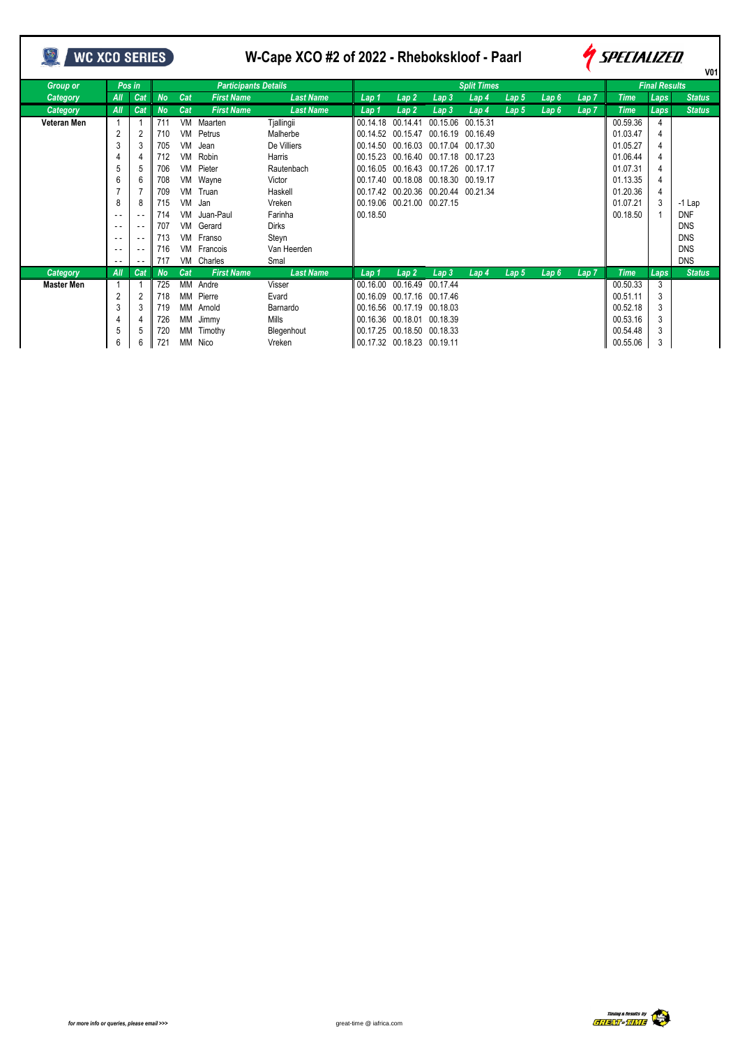# W-Cape XCO #2 of 2022 - Rhebokskloof - Paarl

WC XCO SERIES

SPECIALIZED

V01

| Group or Category | Pos in All | Pos in Cat | No | Cat | First Name | Last Name | Lap 1 | Lap 2 | Lap 3 | Lap 4 | Lap 5 | Lap 6 | Lap 7 | Time | Laps | Status |
|---|---|---|---|---|---|---|---|---|---|---|---|---|---|---|---|---|
| Category | All | Cat | No | Cat | First Name | Last Name | Lap 1 | Lap 2 | Lap 3 | Lap 4 | Lap 5 | Lap 6 | Lap 7 | Time | Laps | Status |
| Veteran Men | 1 | 1 | 711 | VM | Maarten | Tjallingii | 00.14.18 | 00.14.41 | 00.15.06 | 00.15.31 | | | | 00.59.36 | 4 | |
| | 2 | 2 | 710 | VM | Petrus | Malherbe | 00.14.52 | 00.15.47 | 00.16.19 | 00.16.49 | | | | 01.03.47 | 4 | |
| | 3 | 3 | 705 | VM | Jean | De Villiers | 00.14.50 | 00.16.03 | 00.17.04 | 00.17.30 | | | | 01.05.27 | 4 | |
| | 4 | 4 | 712 | VM | Robin | Harris | 00.15.23 | 00.16.40 | 00.17.18 | 00.17.23 | | | | 01.06.44 | 4 | |
| | 5 | 5 | 706 | VM | Pieter | Rautenbach | 00.16.05 | 00.16.43 | 00.17.26 | 00.17.17 | | | | 01.07.31 | 4 | |
| | 6 | 6 | 708 | VM | Wayne | Victor | 00.17.40 | 00.18.08 | 00.18.30 | 00.19.17 | | | | 01.13.35 | 4 | |
| | 7 | 7 | 709 | VM | Truan | Haskell | 00.17.42 | 00.20.36 | 00.20.44 | 00.21.34 | | | | 01.20.36 | 4 | |
| | 8 | 8 | 715 | VM | Jan | Vreken | 00.19.06 | 00.21.00 | 00.27.15 | | | | | 01.07.21 | 3 | -1 Lap |
| | - - | - - | 714 | VM | Juan-Paul | Farinha | 00.18.50 | | | | | | | 00.18.50 | 1 | DNF |
| | - - | - - | 707 | VM | Gerard | Dirks | | | | | | | | | | DNS |
| | - - | - - | 713 | VM | Franso | Steyn | | | | | | | | | | DNS |
| | - - | - - | 716 | VM | Francois | Van Heerden | | | | | | | | | | DNS |
| | - - | - - | 717 | VM | Charles | Smal | | | | | | | | | | DNS |
| Category | All | Cat | No | Cat | First Name | Last Name | Lap 1 | Lap 2 | Lap 3 | Lap 4 | Lap 5 | Lap 6 | Lap 7 | Time | Laps | Status |
| Master Men | 1 | 1 | 725 | MM | Andre | Visser | 00.16.00 | 00.16.49 | 00.17.44 | | | | | 00.50.33 | 3 | |
| | 2 | 2 | 718 | MM | Pierre | Evard | 00.16.09 | 00.17.16 | 00.17.46 | | | | | 00.51.11 | 3 | |
| | 3 | 3 | 719 | MM | Arnold | Barnardo | 00.16.56 | 00.17.19 | 00.18.03 | | | | | 00.52.18 | 3 | |
| | 4 | 4 | 726 | MM | Jimmy | Mills | 00.16.36 | 00.18.01 | 00.18.39 | | | | | 00.53.16 | 3 | |
| | 5 | 5 | 720 | MM | Timothy | Blegenhout | 00.17.25 | 00.18.50 | 00.18.33 | | | | | 00.54.48 | 3 | |
| | 6 | 6 | 721 | MM | Nico | Vreken | 00.17.32 | 00.18.23 | 00.19.11 | | | | | 00.55.06 | 3 | |

for more info or queries, please email >>> great-time @ iafrica.com

Timing & Results by GREAT-TIME